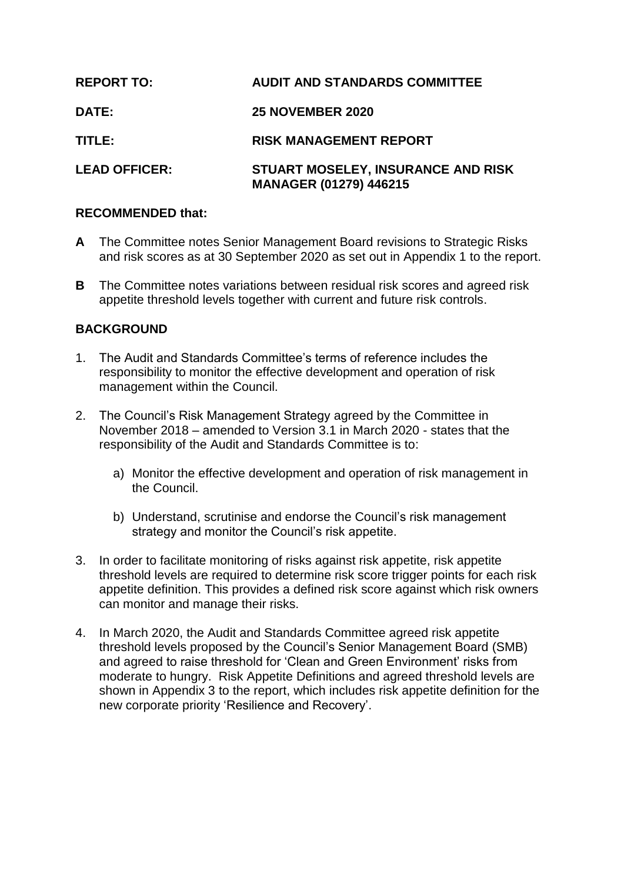**REPORT TO:** **AUDIT AND STANDARDS COMMITTEE**

**DATE:** **25 NOVEMBER 2020**

**TITLE:** **RISK MANAGEMENT REPORT**

**LEAD OFFICER:** **STUART MOSELEY, INSURANCE AND RISK MANAGER (01279) 446215**

## RECOMMENDED that:

**A** The Committee notes Senior Management Board revisions to Strategic Risks and risk scores as at 30 September 2020 as set out in Appendix 1 to the report.

**B** The Committee notes variations between residual risk scores and agreed risk appetite threshold levels together with current and future risk controls.

## BACKGROUND

1. The Audit and Standards Committee's terms of reference includes the responsibility to monitor the effective development and operation of risk management within the Council.

2. The Council's Risk Management Strategy agreed by the Committee in November 2018 – amended to Version 3.1 in March 2020 - states that the responsibility of the Audit and Standards Committee is to:

   a) Monitor the effective development and operation of risk management in the Council.

   b) Understand, scrutinise and endorse the Council's risk management strategy and monitor the Council's risk appetite.

3. In order to facilitate monitoring of risks against risk appetite, risk appetite threshold levels are required to determine risk score trigger points for each risk appetite definition. This provides a defined risk score against which risk owners can monitor and manage their risks.

4. In March 2020, the Audit and Standards Committee agreed risk appetite threshold levels proposed by the Council's Senior Management Board (SMB) and agreed to raise threshold for 'Clean and Green Environment' risks from moderate to hungry. Risk Appetite Definitions and agreed threshold levels are shown in Appendix 3 to the report, which includes risk appetite definition for the new corporate priority 'Resilience and Recovery'.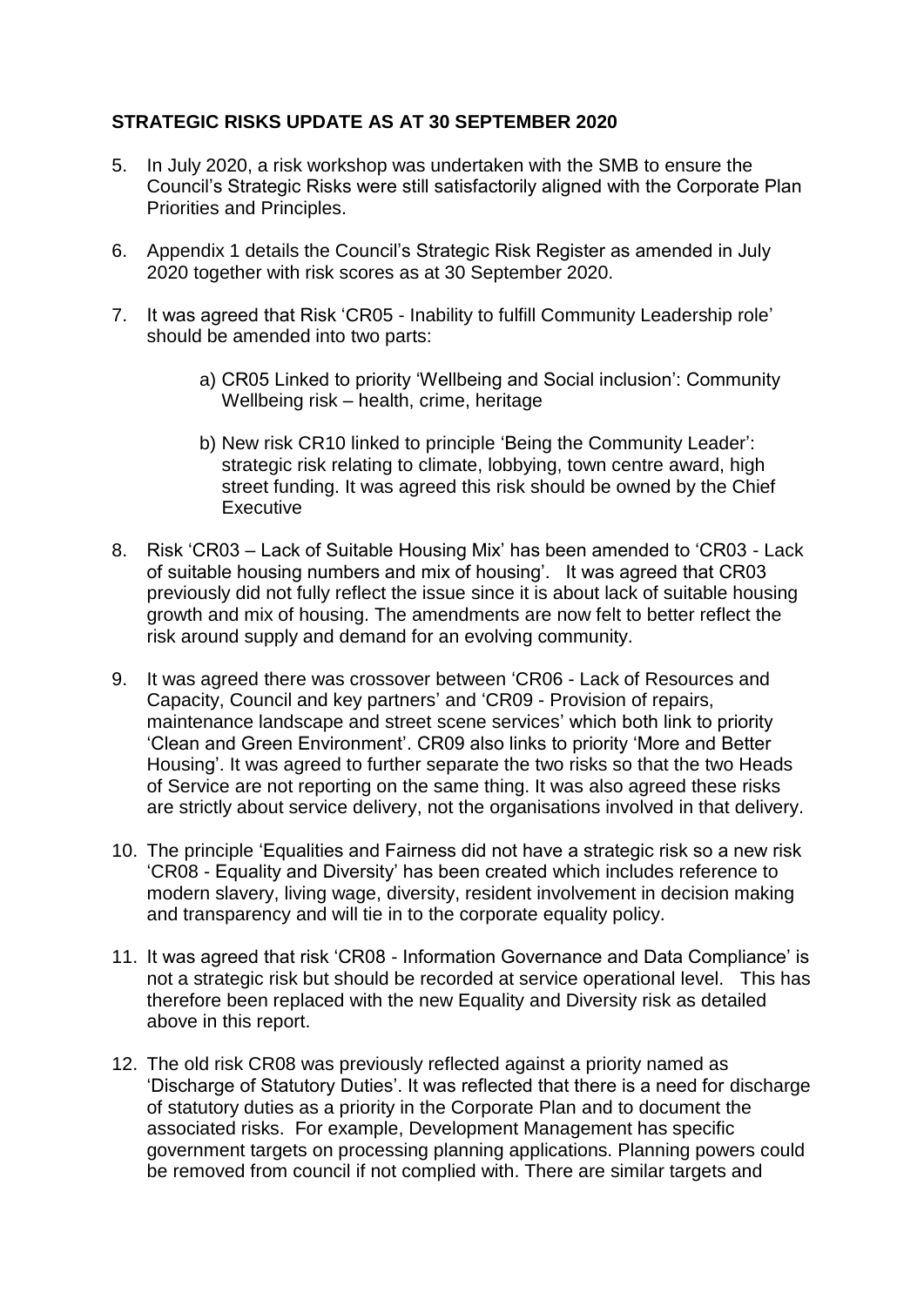## STRATEGIC RISKS UPDATE AS AT 30 SEPTEMBER 2020

5. In July 2020, a risk workshop was undertaken with the SMB to ensure the Council's Strategic Risks were still satisfactorily aligned with the Corporate Plan Priorities and Principles.

6. Appendix 1 details the Council's Strategic Risk Register as amended in July 2020 together with risk scores as at 30 September 2020.

7. It was agreed that Risk 'CR05 - Inability to fulfill Community Leadership role' should be amended into two parts:

   a) CR05 Linked to priority 'Wellbeing and Social inclusion': Community Wellbeing risk – health, crime, heritage

   b) New risk CR10 linked to principle 'Being the Community Leader': strategic risk relating to climate, lobbying, town centre award, high street funding. It was agreed this risk should be owned by the Chief Executive

8. Risk 'CR03 – Lack of Suitable Housing Mix' has been amended to 'CR03 - Lack of suitable housing numbers and mix of housing'. It was agreed that CR03 previously did not fully reflect the issue since it is about lack of suitable housing growth and mix of housing. The amendments are now felt to better reflect the risk around supply and demand for an evolving community.

9. It was agreed there was crossover between 'CR06 - Lack of Resources and Capacity, Council and key partners' and 'CR09 - Provision of repairs, maintenance landscape and street scene services' which both link to priority 'Clean and Green Environment'. CR09 also links to priority 'More and Better Housing'. It was agreed to further separate the two risks so that the two Heads of Service are not reporting on the same thing. It was also agreed these risks are strictly about service delivery, not the organisations involved in that delivery.

10. The principle 'Equalities and Fairness did not have a strategic risk so a new risk 'CR08 - Equality and Diversity' has been created which includes reference to modern slavery, living wage, diversity, resident involvement in decision making and transparency and will tie in to the corporate equality policy.

11. It was agreed that risk 'CR08 - Information Governance and Data Compliance' is not a strategic risk but should be recorded at service operational level. This has therefore been replaced with the new Equality and Diversity risk as detailed above in this report.

12. The old risk CR08 was previously reflected against a priority named as 'Discharge of Statutory Duties'. It was reflected that there is a need for discharge of statutory duties as a priority in the Corporate Plan and to document the associated risks. For example, Development Management has specific government targets on processing planning applications. Planning powers could be removed from council if not complied with. There are similar targets and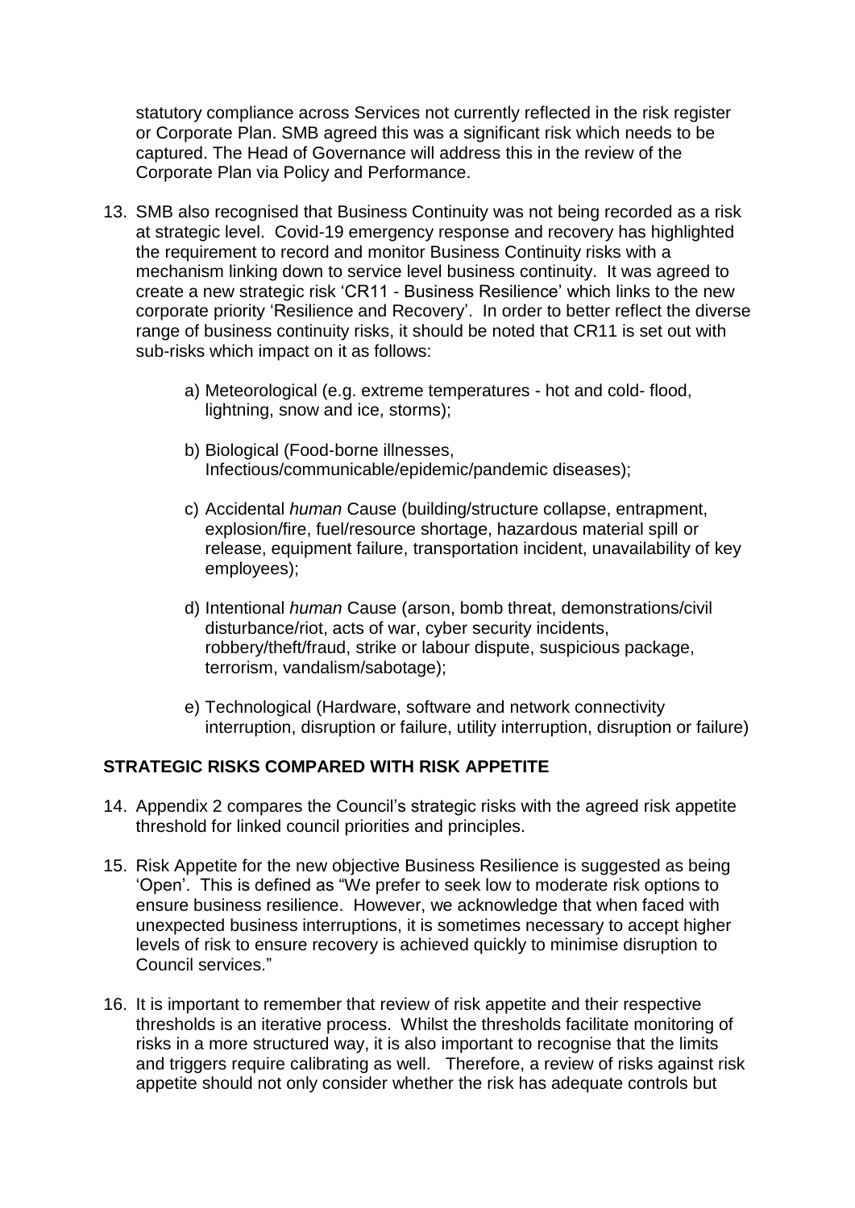statutory compliance across Services not currently reflected in the risk register or Corporate Plan. SMB agreed this was a significant risk which needs to be captured. The Head of Governance will address this in the review of the Corporate Plan via Policy and Performance.

13. SMB also recognised that Business Continuity was not being recorded as a risk at strategic level. Covid-19 emergency response and recovery has highlighted the requirement to record and monitor Business Continuity risks with a mechanism linking down to service level business continuity. It was agreed to create a new strategic risk 'CR11 - Business Resilience' which links to the new corporate priority 'Resilience and Recovery'. In order to better reflect the diverse range of business continuity risks, it should be noted that CR11 is set out with sub-risks which impact on it as follows:

    a) Meteorological (e.g. extreme temperatures - hot and cold- flood, lightning, snow and ice, storms);

    b) Biological (Food-borne illnesses, Infectious/communicable/epidemic/pandemic diseases);

    c) Accidental *human* Cause (building/structure collapse, entrapment, explosion/fire, fuel/resource shortage, hazardous material spill or release, equipment failure, transportation incident, unavailability of key employees);

    d) Intentional *human* Cause (arson, bomb threat, demonstrations/civil disturbance/riot, acts of war, cyber security incidents, robbery/theft/fraud, strike or labour dispute, suspicious package, terrorism, vandalism/sabotage);

    e) Technological (Hardware, software and network connectivity interruption, disruption or failure, utility interruption, disruption or failure)

## STRATEGIC RISKS COMPARED WITH RISK APPETITE

14. Appendix 2 compares the Council's strategic risks with the agreed risk appetite threshold for linked council priorities and principles.

15. Risk Appetite for the new objective Business Resilience is suggested as being 'Open'. This is defined as "We prefer to seek low to moderate risk options to ensure business resilience. However, we acknowledge that when faced with unexpected business interruptions, it is sometimes necessary to accept higher levels of risk to ensure recovery is achieved quickly to minimise disruption to Council services."

16. It is important to remember that review of risk appetite and their respective thresholds is an iterative process. Whilst the thresholds facilitate monitoring of risks in a more structured way, it is also important to recognise that the limits and triggers require calibrating as well. Therefore, a review of risks against risk appetite should not only consider whether the risk has adequate controls but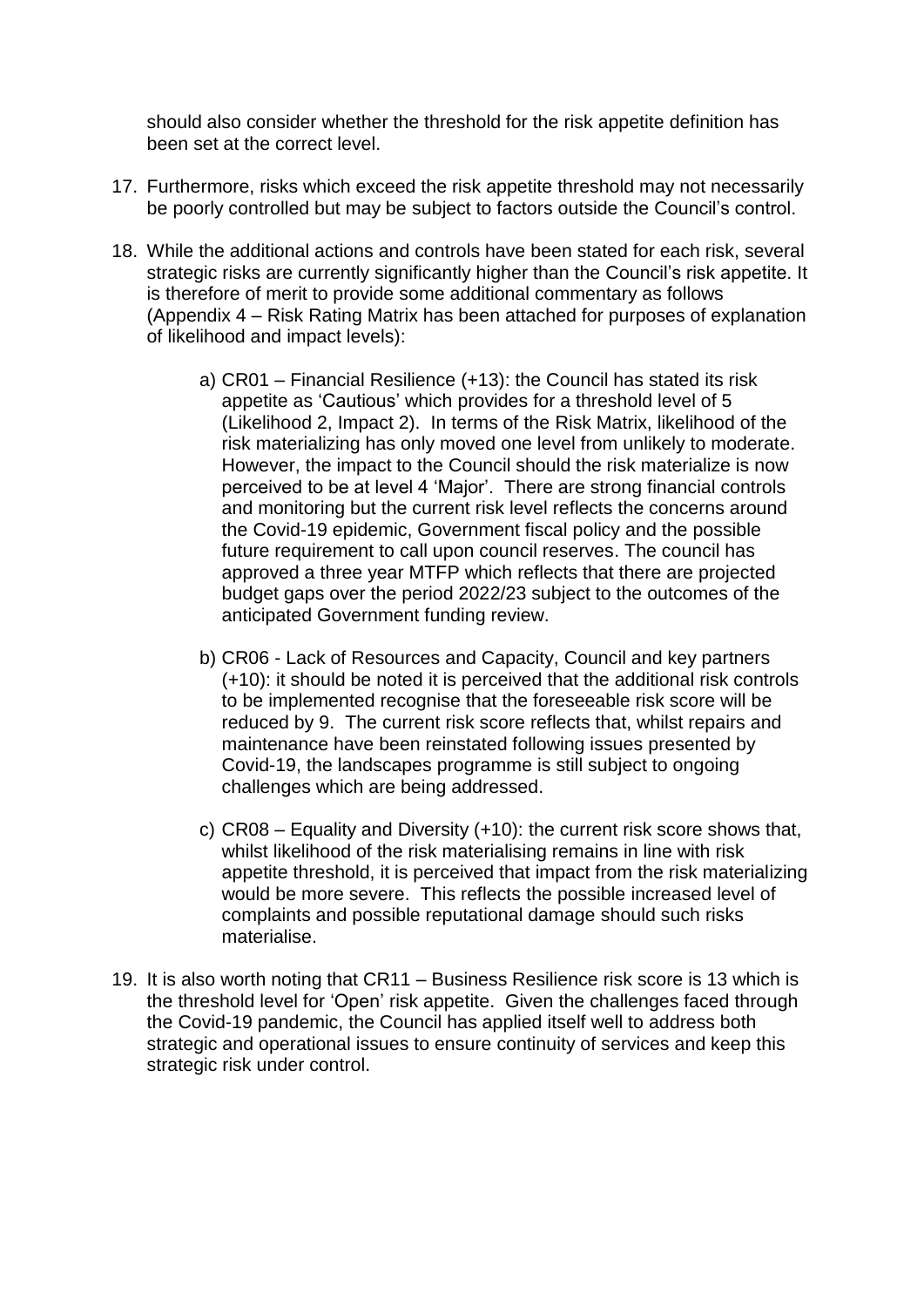should also consider whether the threshold for the risk appetite definition has been set at the correct level.

17. Furthermore, risks which exceed the risk appetite threshold may not necessarily be poorly controlled but may be subject to factors outside the Council's control.

18. While the additional actions and controls have been stated for each risk, several strategic risks are currently significantly higher than the Council's risk appetite. It is therefore of merit to provide some additional commentary as follows (Appendix 4 – Risk Rating Matrix has been attached for purposes of explanation of likelihood and impact levels):

    a) CR01 – Financial Resilience (+13): the Council has stated its risk appetite as 'Cautious' which provides for a threshold level of 5 (Likelihood 2, Impact 2). In terms of the Risk Matrix, likelihood of the risk materializing has only moved one level from unlikely to moderate. However, the impact to the Council should the risk materialize is now perceived to be at level 4 'Major'. There are strong financial controls and monitoring but the current risk level reflects the concerns around the Covid-19 epidemic, Government fiscal policy and the possible future requirement to call upon council reserves. The council has approved a three year MTFP which reflects that there are projected budget gaps over the period 2022/23 subject to the outcomes of the anticipated Government funding review.

    b) CR06 - Lack of Resources and Capacity, Council and key partners (+10): it should be noted it is perceived that the additional risk controls to be implemented recognise that the foreseeable risk score will be reduced by 9. The current risk score reflects that, whilst repairs and maintenance have been reinstated following issues presented by Covid-19, the landscapes programme is still subject to ongoing challenges which are being addressed.

    c) CR08 – Equality and Diversity (+10): the current risk score shows that, whilst likelihood of the risk materialising remains in line with risk appetite threshold, it is perceived that impact from the risk materializing would be more severe. This reflects the possible increased level of complaints and possible reputational damage should such risks materialise.

19. It is also worth noting that CR11 – Business Resilience risk score is 13 which is the threshold level for 'Open' risk appetite. Given the challenges faced through the Covid-19 pandemic, the Council has applied itself well to address both strategic and operational issues to ensure continuity of services and keep this strategic risk under control.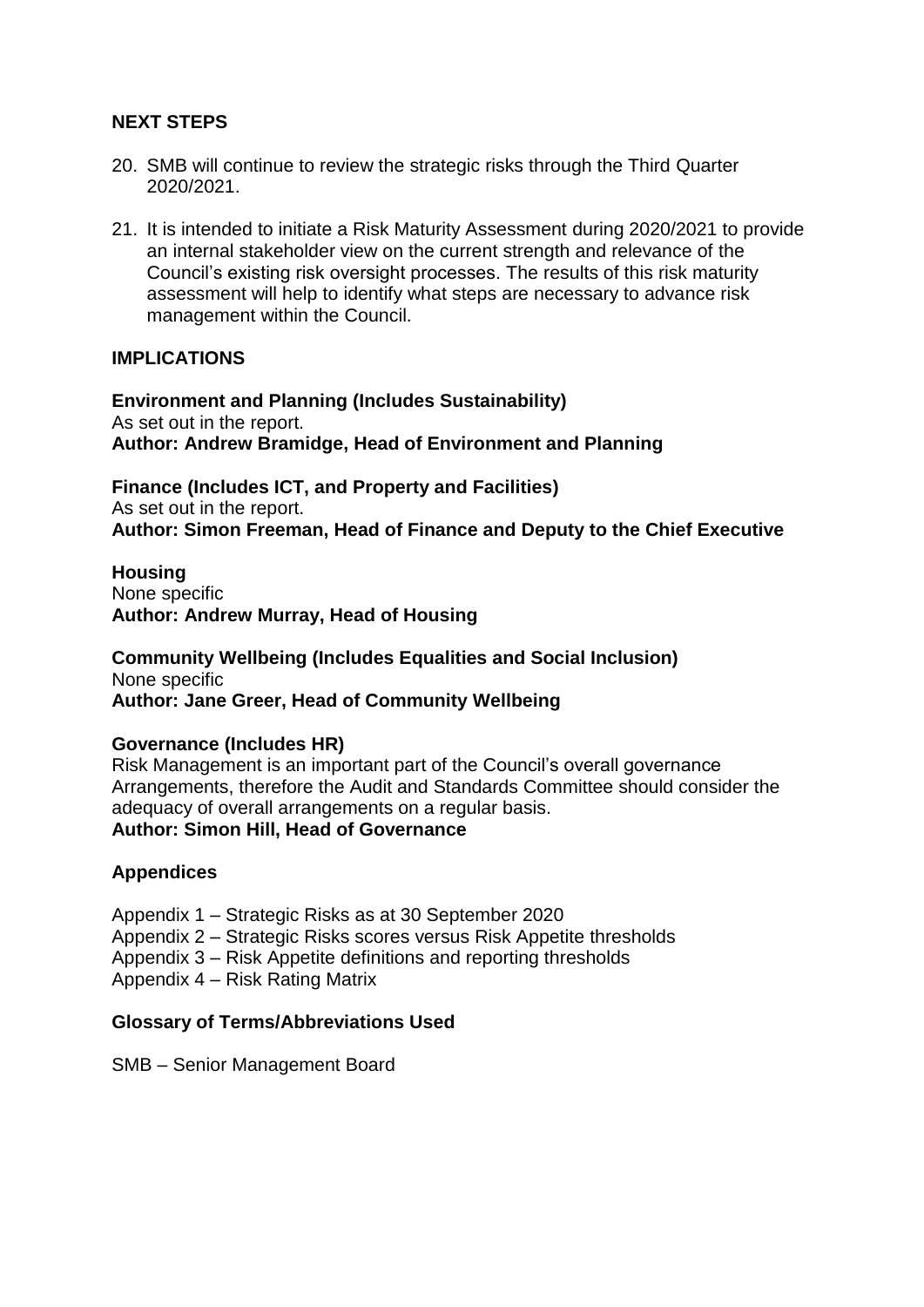## NEXT STEPS

20. SMB will continue to review the strategic risks through the Third Quarter 2020/2021.

21. It is intended to initiate a Risk Maturity Assessment during 2020/2021 to provide an internal stakeholder view on the current strength and relevance of the Council's existing risk oversight processes. The results of this risk maturity assessment will help to identify what steps are necessary to advance risk management within the Council.

## IMPLICATIONS

**Environment and Planning (Includes Sustainability)**
As set out in the report.
**Author: Andrew Bramidge, Head of Environment and Planning**

**Finance (Includes ICT, and Property and Facilities)**
As set out in the report.
**Author: Simon Freeman, Head of Finance and Deputy to the Chief Executive**

**Housing**
None specific
**Author: Andrew Murray, Head of Housing**

**Community Wellbeing (Includes Equalities and Social Inclusion)**
None specific
**Author: Jane Greer, Head of Community Wellbeing**

**Governance (Includes HR)**
Risk Management is an important part of the Council's overall governance Arrangements, therefore the Audit and Standards Committee should consider the adequacy of overall arrangements on a regular basis.
**Author: Simon Hill, Head of Governance**

### Appendices

Appendix 1 – Strategic Risks as at 30 September 2020
Appendix 2 – Strategic Risks scores versus Risk Appetite thresholds
Appendix 3 – Risk Appetite definitions and reporting thresholds
Appendix 4 – Risk Rating Matrix

### Glossary of Terms/Abbreviations Used

SMB – Senior Management Board